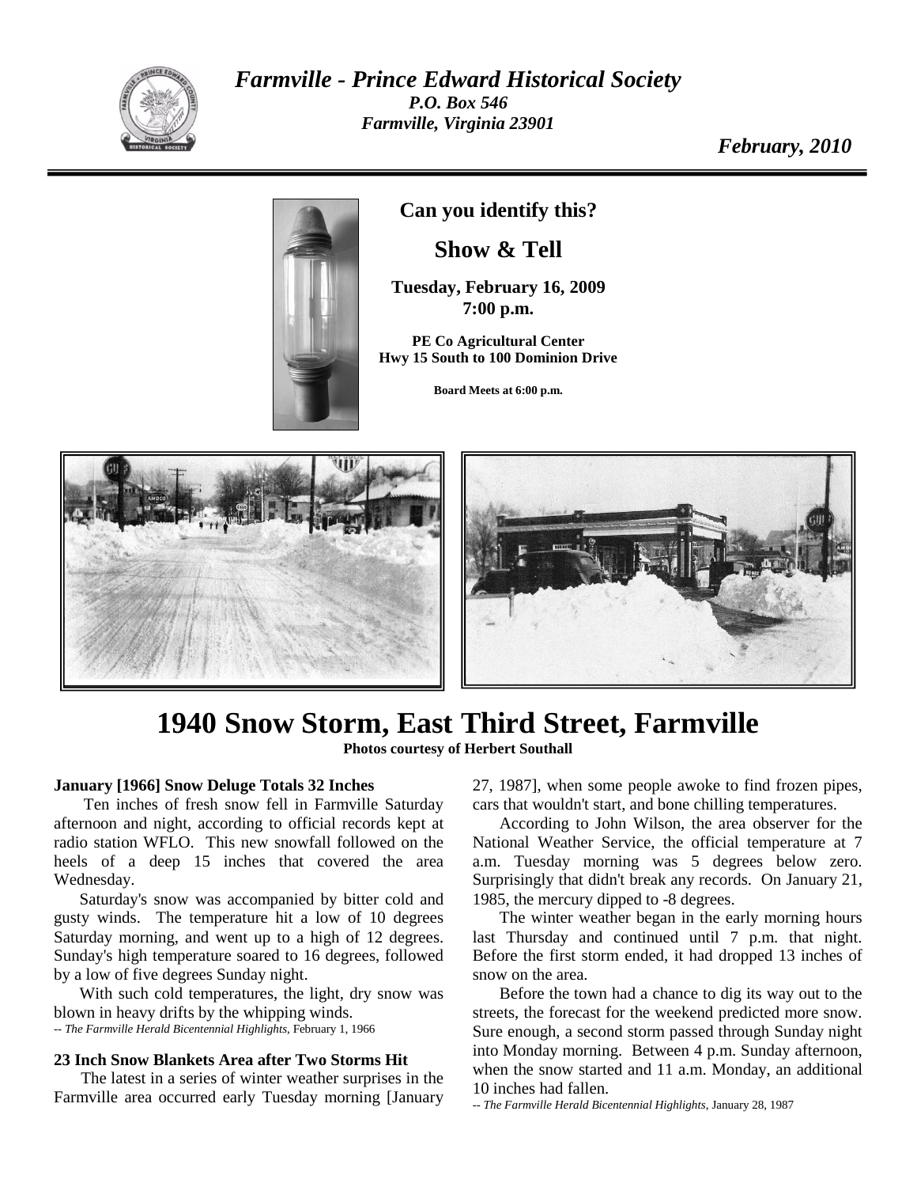# *Farmville - Prince Edward Historical Society*

***P.O. Box 546***
***Farmville, Virginia 23901***

***February, 2010***

**Can you identify this?**

## Show & Tell

**Tuesday, February 16, 2009**
**7:00 p.m.**

**PE Co Agricultural Center**
**Hwy 15 South to 100 Dominion Drive**

**Board Meets at 6:00 p.m.**

# 1940 Snow Storm, East Third Street, Farmville

**Photos courtesy of Herbert Southall**

**January [1966] Snow Deluge Totals 32 Inches**

Ten inches of fresh snow fell in Farmville Saturday afternoon and night, according to official records kept at radio station WFLO. This new snowfall followed on the heels of a deep 15 inches that covered the area Wednesday.

Saturday's snow was accompanied by bitter cold and gusty winds. The temperature hit a low of 10 degrees Saturday morning, and went up to a high of 12 degrees. Sunday's high temperature soared to 16 degrees, followed by a low of five degrees Sunday night.

With such cold temperatures, the light, dry snow was blown in heavy drifts by the whipping winds.

-- *The Farmville Herald Bicentennial Highlights*, February 1, 1966

**23 Inch Snow Blankets Area after Two Storms Hit**

The latest in a series of winter weather surprises in the Farmville area occurred early Tuesday morning [January 27, 1987], when some people awoke to find frozen pipes, cars that wouldn't start, and bone chilling temperatures.

According to John Wilson, the area observer for the National Weather Service, the official temperature at 7 a.m. Tuesday morning was 5 degrees below zero. Surprisingly that didn't break any records. On January 21, 1985, the mercury dipped to -8 degrees.

The winter weather began in the early morning hours last Thursday and continued until 7 p.m. that night. Before the first storm ended, it had dropped 13 inches of snow on the area.

Before the town had a chance to dig its way out to the streets, the forecast for the weekend predicted more snow. Sure enough, a second storm passed through Sunday night into Monday morning. Between 4 p.m. Sunday afternoon, when the snow started and 11 a.m. Monday, an additional 10 inches had fallen.

-- *The Farmville Herald Bicentennial Highlights*, January 28, 1987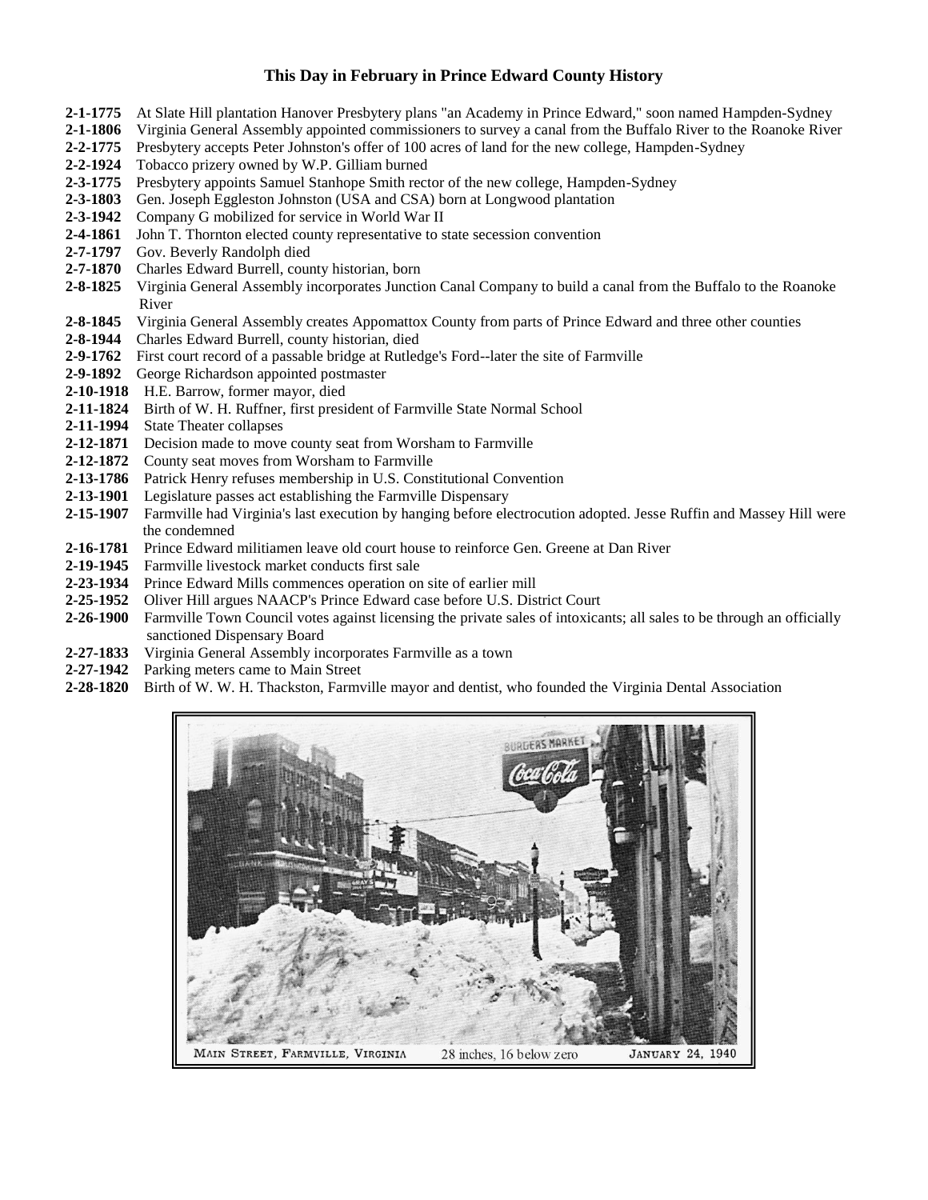# This Day in February in Prince Edward County History

**2-1-1775** At Slate Hill plantation Hanover Presbytery plans "an Academy in Prince Edward," soon named Hampden-Sydney
**2-1-1806** Virginia General Assembly appointed commissioners to survey a canal from the Buffalo River to the Roanoke River
**2-2-1775** Presbytery accepts Peter Johnston's offer of 100 acres of land for the new college, Hampden-Sydney
**2-2-1924** Tobacco prizery owned by W.P. Gilliam burned
**2-3-1775** Presbytery appoints Samuel Stanhope Smith rector of the new college, Hampden-Sydney
**2-3-1803** Gen. Joseph Eggleston Johnston (USA and CSA) born at Longwood plantation
**2-3-1942** Company G mobilized for service in World War II
**2-4-1861** John T. Thornton elected county representative to state secession convention
**2-7-1797** Gov. Beverly Randolph died
**2-7-1870** Charles Edward Burrell, county historian, born
**2-8-1825** Virginia General Assembly incorporates Junction Canal Company to build a canal from the Buffalo to the Roanoke River
**2-8-1845** Virginia General Assembly creates Appomattox County from parts of Prince Edward and three other counties
**2-8-1944** Charles Edward Burrell, county historian, died
**2-9-1762** First court record of a passable bridge at Rutledge's Ford--later the site of Farmville
**2-9-1892** George Richardson appointed postmaster
**2-10-1918** H.E. Barrow, former mayor, died
**2-11-1824** Birth of W. H. Ruffner, first president of Farmville State Normal School
**2-11-1994** State Theater collapses
**2-12-1871** Decision made to move county seat from Worsham to Farmville
**2-12-1872** County seat moves from Worsham to Farmville
**2-13-1786** Patrick Henry refuses membership in U.S. Constitutional Convention
**2-13-1901** Legislature passes act establishing the Farmville Dispensary
**2-15-1907** Farmville had Virginia's last execution by hanging before electrocution adopted. Jesse Ruffin and Massey Hill were the condemned
**2-16-1781** Prince Edward militiamen leave old court house to reinforce Gen. Greene at Dan River
**2-19-1945** Farmville livestock market conducts first sale
**2-23-1934** Prince Edward Mills commences operation on site of earlier mill
**2-25-1952** Oliver Hill argues NAACP's Prince Edward case before U.S. District Court
**2-26-1900** Farmville Town Council votes against licensing the private sales of intoxicants; all sales to be through an officially sanctioned Dispensary Board
**2-27-1833** Virginia General Assembly incorporates Farmville as a town
**2-27-1942** Parking meters came to Main Street
**2-28-1820** Birth of W. W. H. Thackston, Farmville mayor and dentist, who founded the Virginia Dental Association

MAIN STREET, FARMVILLE, VIRGINIA 28 inches, 16 below zero JANUARY 24, 1940